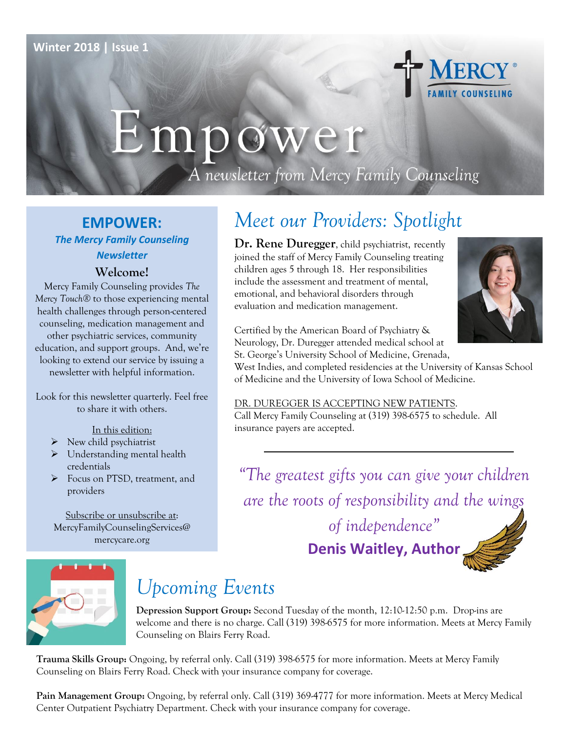Winter 2018 | Issue 1

MERCY® FAMILY COUNSELING

# Empower

*A newsletter from Mercy Family Counseling*

## EMPOWER:

***The Mercy Family Counseling Newsletter***

### Welcome!

Mercy Family Counseling provides *The Mercy Touch®* to those experiencing mental health challenges through person-centered counseling, medication management and other psychiatric services, community education, and support groups. And, we're looking to extend our service by issuing a newsletter with helpful information.

Look for this newsletter quarterly. Feel free to share it with others.

In this edition:

- New child psychiatrist
- Understanding mental health credentials
- Focus on PTSD, treatment, and providers

Subscribe or unsubscribe at: MercyFamilyCounselingServices@mercycare.org

## *Meet our Providers: Spotlight*

**Dr. Rene Duregger**, child psychiatrist, recently joined the staff of Mercy Family Counseling treating children ages 5 through 18. Her responsibilities include the assessment and treatment of mental, emotional, and behavioral disorders through evaluation and medication management.

Certified by the American Board of Psychiatry & Neurology, Dr. Duregger attended medical school at St. George's University School of Medicine, Grenada, West Indies, and completed residencies at the University of Kansas School of Medicine and the University of Iowa School of Medicine.

DR. DUREGGER IS ACCEPTING NEW PATIENTS. Call Mercy Family Counseling at (319) 398-6575 to schedule. All insurance payers are accepted.

---

*"The greatest gifts you can give your children are the roots of responsibility and the wings of independence"*

**Denis Waitley, Author**

## *Upcoming Events*

**Depression Support Group:** Second Tuesday of the month, 12:10-12:50 p.m. Drop-ins are welcome and there is no charge. Call (319) 398-6575 for more information. Meets at Mercy Family Counseling on Blairs Ferry Road.

**Trauma Skills Group:** Ongoing, by referral only. Call (319) 398-6575 for more information. Meets at Mercy Family Counseling on Blairs Ferry Road. Check with your insurance company for coverage.

**Pain Management Group:** Ongoing, by referral only. Call (319) 369-4777 for more information. Meets at Mercy Medical Center Outpatient Psychiatry Department. Check with your insurance company for coverage.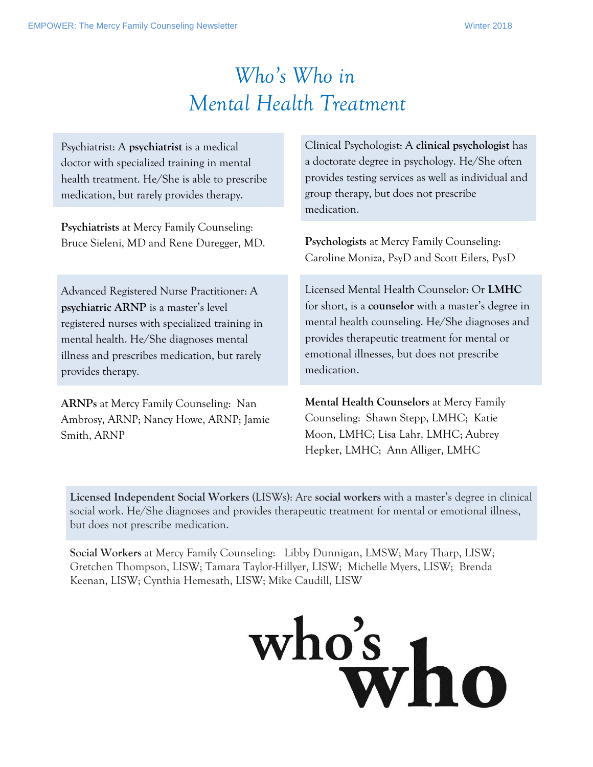# Who's Who in Mental Health Treatment

Psychiatrist: A **psychiatrist** is a medical doctor with specialized training in mental health treatment. He/She is able to prescribe medication, but rarely provides therapy.

**Psychiatrists** at Mercy Family Counseling: Bruce Sieleni, MD and Rene Duregger, MD.

Advanced Registered Nurse Practitioner: A **psychiatric ARNP** is a master's level registered nurses with specialized training in mental health. He/She diagnoses mental illness and prescribes medication, but rarely provides therapy.

**ARNPs** at Mercy Family Counseling: Nan Ambrosy, ARNP; Nancy Howe, ARNP; Jamie Smith, ARNP

Clinical Psychologist: A **clinical psychologist** has a doctorate degree in psychology. He/She often provides testing services as well as individual and group therapy, but does not prescribe medication.

**Psychologists** at Mercy Family Counseling: Caroline Moniza, PsyD and Scott Eilers, PysD

Licensed Mental Health Counselor: Or **LMHC** for short, is a **counselor** with a master's degree in mental health counseling. He/She diagnoses and provides therapeutic treatment for mental or emotional illnesses, but does not prescribe medication.

**Mental Health Counselors** at Mercy Family Counseling: Shawn Stepp, LMHC; Katie Moon, LMHC; Lisa Lahr, LMHC; Aubrey Hepker, LMHC; Ann Alliger, LMHC

**Licensed Independent Social Workers** (LISWs): Are **social workers** with a master's degree in clinical social work. He/She diagnoses and provides therapeutic treatment for mental or emotional illness, but does not prescribe medication.

**Social Workers** at Mercy Family Counseling: Libby Dunnigan, LMSW; Mary Tharp, LISW; Gretchen Thompson, LISW; Tamara Taylor-Hillyer, LISW; Michelle Myers, LISW; Brenda Keenan, LISW; Cynthia Hemesath, LISW; Mike Caudill, LISW

who's who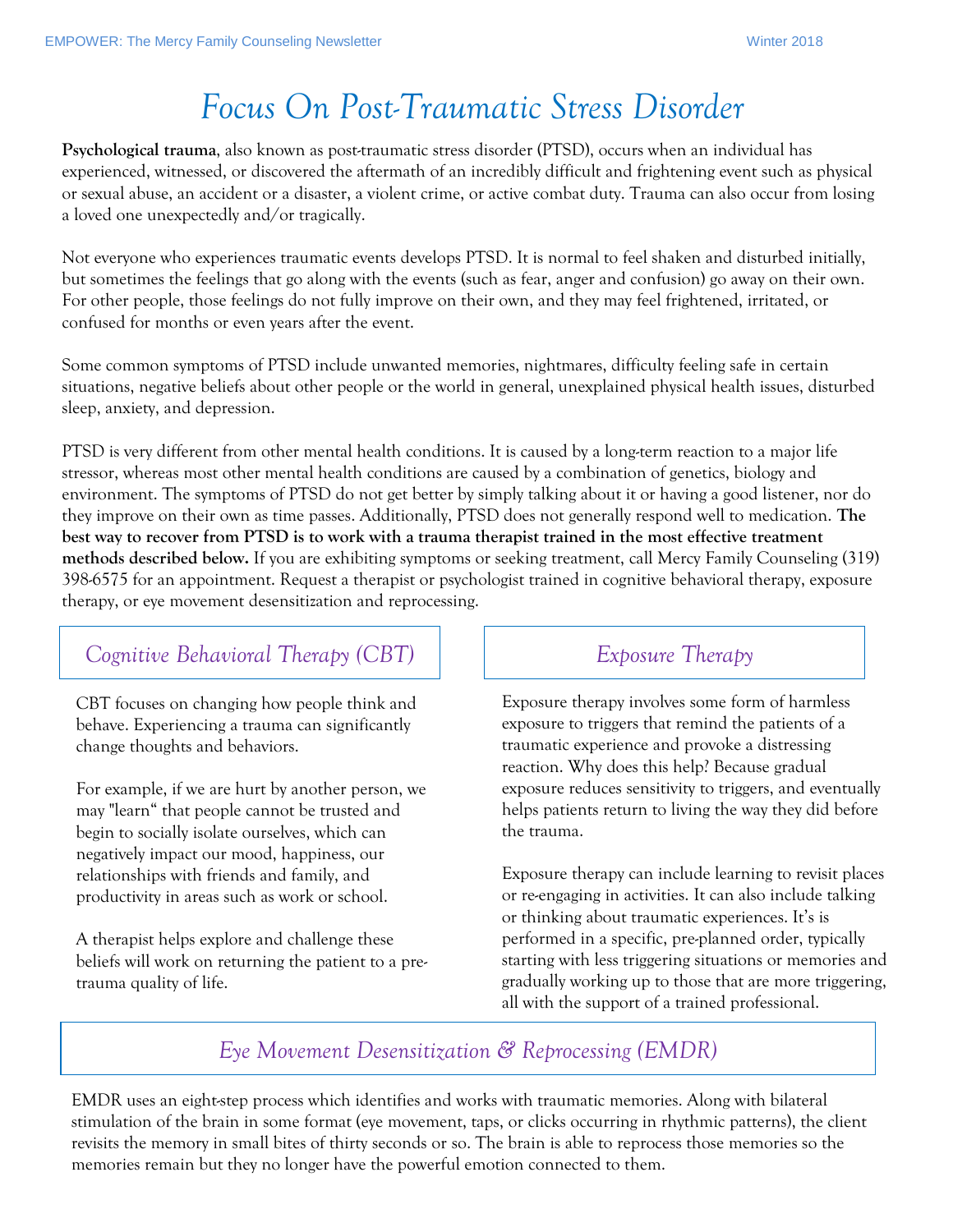# Focus On Post-Traumatic Stress Disorder

**Psychological trauma**, also known as post-traumatic stress disorder (PTSD), occurs when an individual has experienced, witnessed, or discovered the aftermath of an incredibly difficult and frightening event such as physical or sexual abuse, an accident or a disaster, a violent crime, or active combat duty. Trauma can also occur from losing a loved one unexpectedly and/or tragically.

Not everyone who experiences traumatic events develops PTSD. It is normal to feel shaken and disturbed initially, but sometimes the feelings that go along with the events (such as fear, anger and confusion) go away on their own. For other people, those feelings do not fully improve on their own, and they may feel frightened, irritated, or confused for months or even years after the event.

Some common symptoms of PTSD include unwanted memories, nightmares, difficulty feeling safe in certain situations, negative beliefs about other people or the world in general, unexplained physical health issues, disturbed sleep, anxiety, and depression.

PTSD is very different from other mental health conditions. It is caused by a long-term reaction to a major life stressor, whereas most other mental health conditions are caused by a combination of genetics, biology and environment. The symptoms of PTSD do not get better by simply talking about it or having a good listener, nor do they improve on their own as time passes. Additionally, PTSD does not generally respond well to medication. **The best way to recover from PTSD is to work with a trauma therapist trained in the most effective treatment methods described below.** If you are exhibiting symptoms or seeking treatment, call Mercy Family Counseling (319) 398-6575 for an appointment. Request a therapist or psychologist trained in cognitive behavioral therapy, exposure therapy, or eye movement desensitization and reprocessing.

## Cognitive Behavioral Therapy (CBT)

CBT focuses on changing how people think and behave. Experiencing a trauma can significantly change thoughts and behaviors.

For example, if we are hurt by another person, we may "learn" that people cannot be trusted and begin to socially isolate ourselves, which can negatively impact our mood, happiness, our relationships with friends and family, and productivity in areas such as work or school.

A therapist helps explore and challenge these beliefs will work on returning the patient to a pre-trauma quality of life.

## Exposure Therapy

Exposure therapy involves some form of harmless exposure to triggers that remind the patients of a traumatic experience and provoke a distressing reaction. Why does this help? Because gradual exposure reduces sensitivity to triggers, and eventually helps patients return to living the way they did before the trauma.

Exposure therapy can include learning to revisit places or re-engaging in activities. It can also include talking or thinking about traumatic experiences. It's is performed in a specific, pre-planned order, typically starting with less triggering situations or memories and gradually working up to those that are more triggering, all with the support of a trained professional.

## Eye Movement Desensitization & Reprocessing (EMDR)

EMDR uses an eight-step process which identifies and works with traumatic memories. Along with bilateral stimulation of the brain in some format (eye movement, taps, or clicks occurring in rhythmic patterns), the client revisits the memory in small bites of thirty seconds or so. The brain is able to reprocess those memories so the memories remain but they no longer have the powerful emotion connected to them.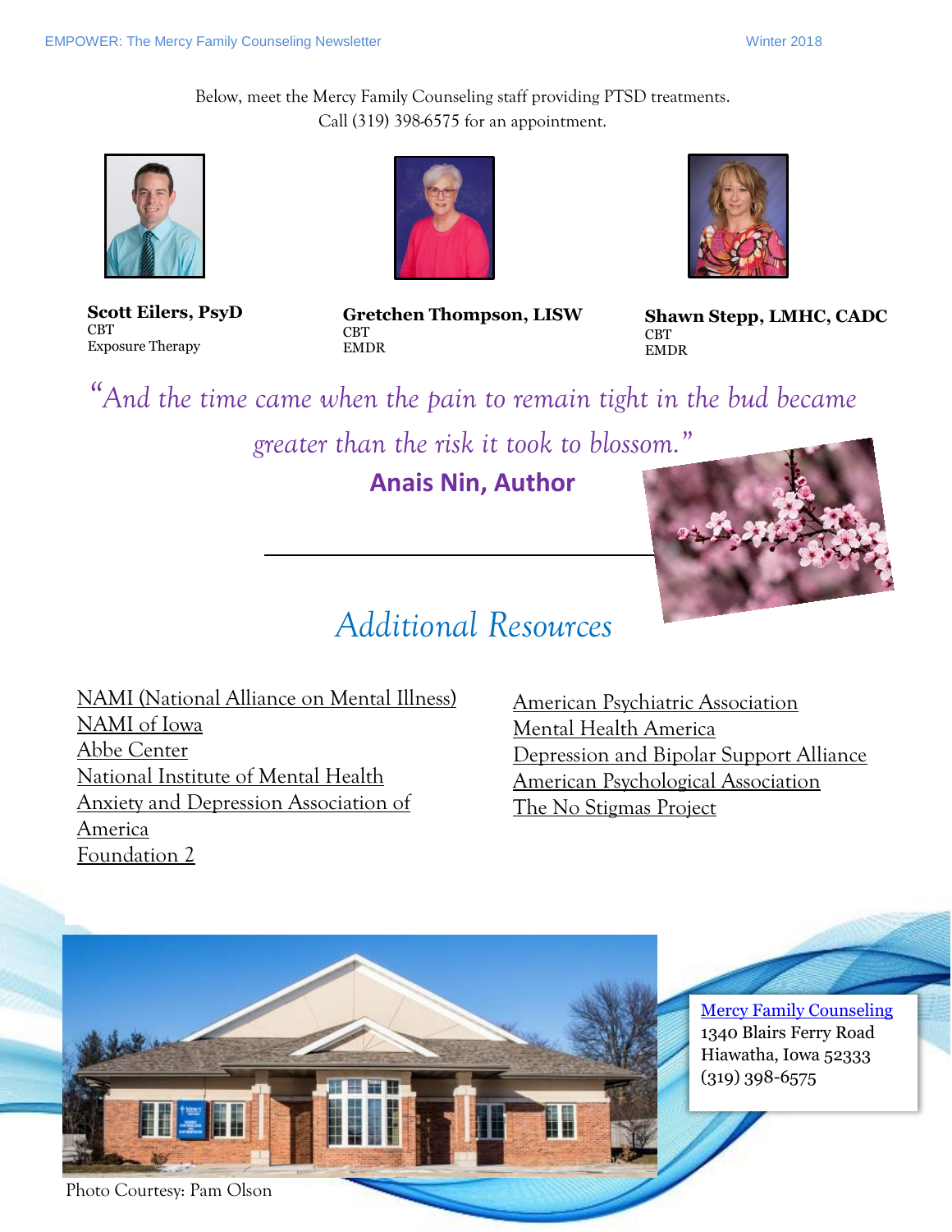Below, meet the Mercy Family Counseling staff providing PTSD treatments.
Call (319) 398-6575 for an appointment.

**Scott Eilers, PsyD**
CBT
Exposure Therapy

**Gretchen Thompson, LISW**
CBT
EMDR

**Shawn Stepp, LMHC, CADC**
CBT
EMDR

*"And the time came when the pain to remain tight in the bud became greater than the risk it took to blossom."*

**Anais Nin, Author**

---

## *Additional Resources*

- NAMI (National Alliance on Mental Illness)
- NAMI of Iowa
- Abbe Center
- National Institute of Mental Health
- Anxiety and Depression Association of America
- Foundation 2
- American Psychiatric Association
- Mental Health America
- Depression and Bipolar Support Alliance
- American Psychological Association
- The No Stigmas Project

Photo Courtesy: Pam Olson

Mercy Family Counseling
1340 Blairs Ferry Road
Hiawatha, Iowa 52333
(319) 398-6575